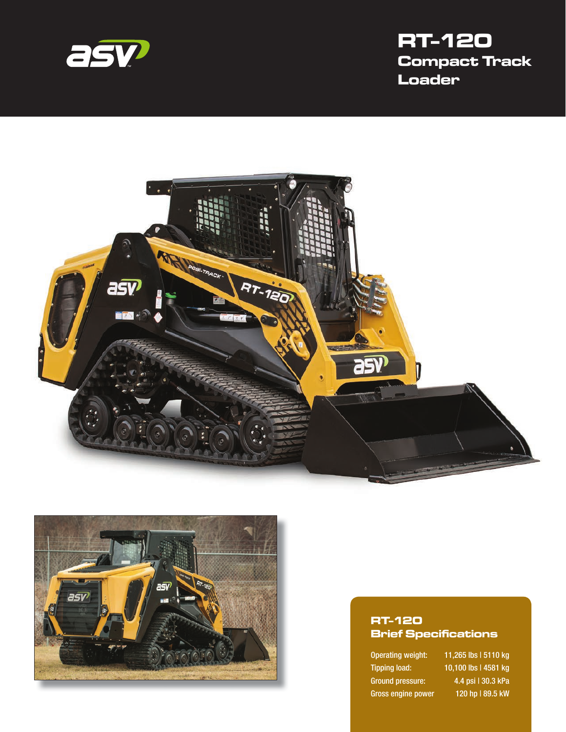# RT-120
## Compact Track Loader

### RT-120 Brief Specifications

| | |
|---|---|
| Operating weight: | 11,265 lbs \| 5110 kg |
| Tipping load: | 10,100 lbs \| 4581 kg |
| Ground pressure: | 4.4 psi \| 30.3 kPa |
| Gross engine power | 120 hp \| 89.5 kW |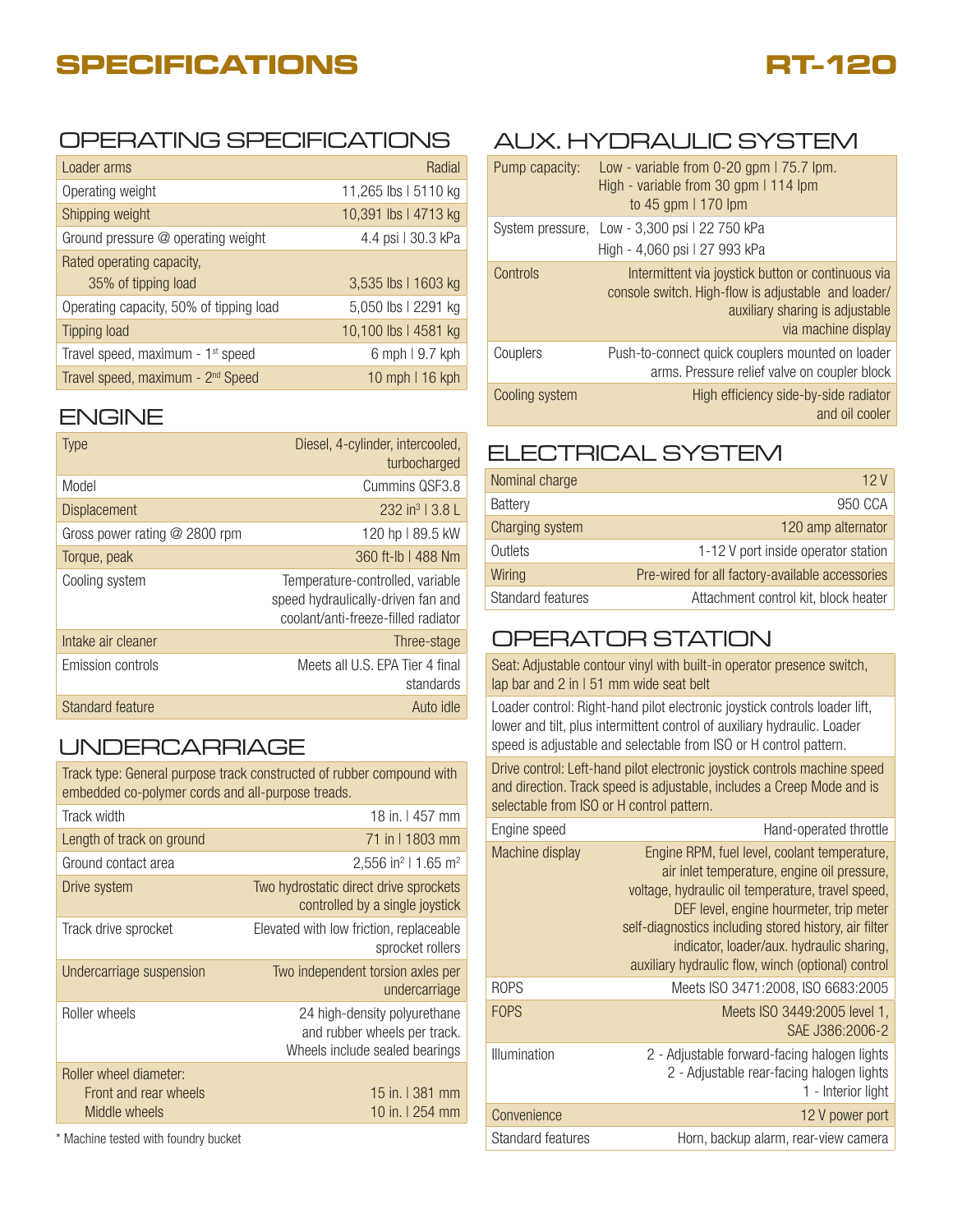# SPECIFICATIONS

# RT-120

## OPERATING SPECIFICATIONS

| | |
|---|---|
| Loader arms | Radial |
| Operating weight | 11,265 lbs \| 5110 kg |
| Shipping weight | 10,391 lbs \| 4713 kg |
| Ground pressure @ operating weight | 4.4 psi \| 30.3 kPa |
| Rated operating capacity, 35% of tipping load | 3,535 lbs \| 1603 kg |
| Operating capacity, 50% of tipping load | 5,050 lbs \| 2291 kg |
| Tipping load | 10,100 lbs \| 4581 kg |
| Travel speed, maximum - 1st speed | 6 mph \| 9.7 kph |
| Travel speed, maximum - 2nd Speed | 10 mph \| 16 kph |

## ENGINE

| | |
|---|---|
| Type | Diesel, 4-cylinder, intercooled, turbocharged |
| Model | Cummins QSF3.8 |
| Displacement | 232 in$^3$ \| 3.8 L |
| Gross power rating @ 2800 rpm | 120 hp \| 89.5 kW |
| Torque, peak | 360 ft-lb \| 488 Nm |
| Cooling system | Temperature-controlled, variable speed hydraulically-driven fan and coolant/anti-freeze-filled radiator |
| Intake air cleaner | Three-stage |
| Emission controls | Meets all U.S. EPA Tier 4 final standards |
| Standard feature | Auto idle |

## UNDERCARRIAGE

Track type: General purpose track constructed of rubber compound with embedded co-polymer cords and all-purpose treads.

| | |
|---|---|
| Track width | 18 in. \| 457 mm |
| Length of track on ground | 71 in \| 1803 mm |
| Ground contact area | 2,556 in$^2$ \| 1.65 m$^2$ |
| Drive system | Two hydrostatic direct drive sprockets controlled by a single joystick |
| Track drive sprocket | Elevated with low friction, replaceable sprocket rollers |
| Undercarriage suspension | Two independent torsion axles per undercarriage |
| Roller wheels | 24 high-density polyurethane and rubber wheels per track. Wheels include sealed bearings |
| Roller wheel diameter: Front and rear wheels | 15 in. \| 381 mm |
| Roller wheel diameter: Middle wheels | 10 in. \| 254 mm |

\* Machine tested with foundry bucket

## AUX. HYDRAULIC SYSTEM

| | |
|---|---|
| Pump capacity: | Low - variable from 0-20 gpm \| 75.7 lpm. High - variable from 30 gpm \| 114 lpm to 45 gpm \| 170 lpm |
| System pressure, | Low - 3,300 psi \| 22 750 kPa High - 4,060 psi \| 27 993 kPa |
| Controls | Intermittent via joystick button or continuous via console switch. High-flow is adjustable and loader/ auxiliary sharing is adjustable via machine display |
| Couplers | Push-to-connect quick couplers mounted on loader arms. Pressure relief valve on coupler block |
| Cooling system | High efficiency side-by-side radiator and oil cooler |

## ELECTRICAL SYSTEM

| | |
|---|---|
| Nominal charge | 12 V |
| Battery | 950 CCA |
| Charging system | 120 amp alternator |
| Outlets | 1-12 V port inside operator station |
| Wiring | Pre-wired for all factory-available accessories |
| Standard features | Attachment control kit, block heater |

## OPERATOR STATION

Seat: Adjustable contour vinyl with built-in operator presence switch, lap bar and 2 in | 51 mm wide seat belt

Loader control: Right-hand pilot electronic joystick controls loader lift, lower and tilt, plus intermittent control of auxiliary hydraulic. Loader speed is adjustable and selectable from ISO or H control pattern.

Drive control: Left-hand pilot electronic joystick controls machine speed and direction. Track speed is adjustable, includes a Creep Mode and is selectable from ISO or H control pattern.

| | |
|---|---|
| Engine speed | Hand-operated throttle |
| Machine display | Engine RPM, fuel level, coolant temperature, air inlet temperature, engine oil pressure, voltage, hydraulic oil temperature, travel speed, DEF level, engine hourmeter, trip meter self-diagnostics including stored history, air filter indicator, loader/aux. hydraulic sharing, auxiliary hydraulic flow, winch (optional) control |
| ROPS | Meets ISO 3471:2008, ISO 6683:2005 |
| FOPS | Meets ISO 3449:2005 level 1, SAE J386:2006-2 |
| Illumination | 2 - Adjustable forward-facing halogen lights 2 - Adjustable rear-facing halogen lights 1 - Interior light |
| Convenience | 12 V power port |
| Standard features | Horn, backup alarm, rear-view camera |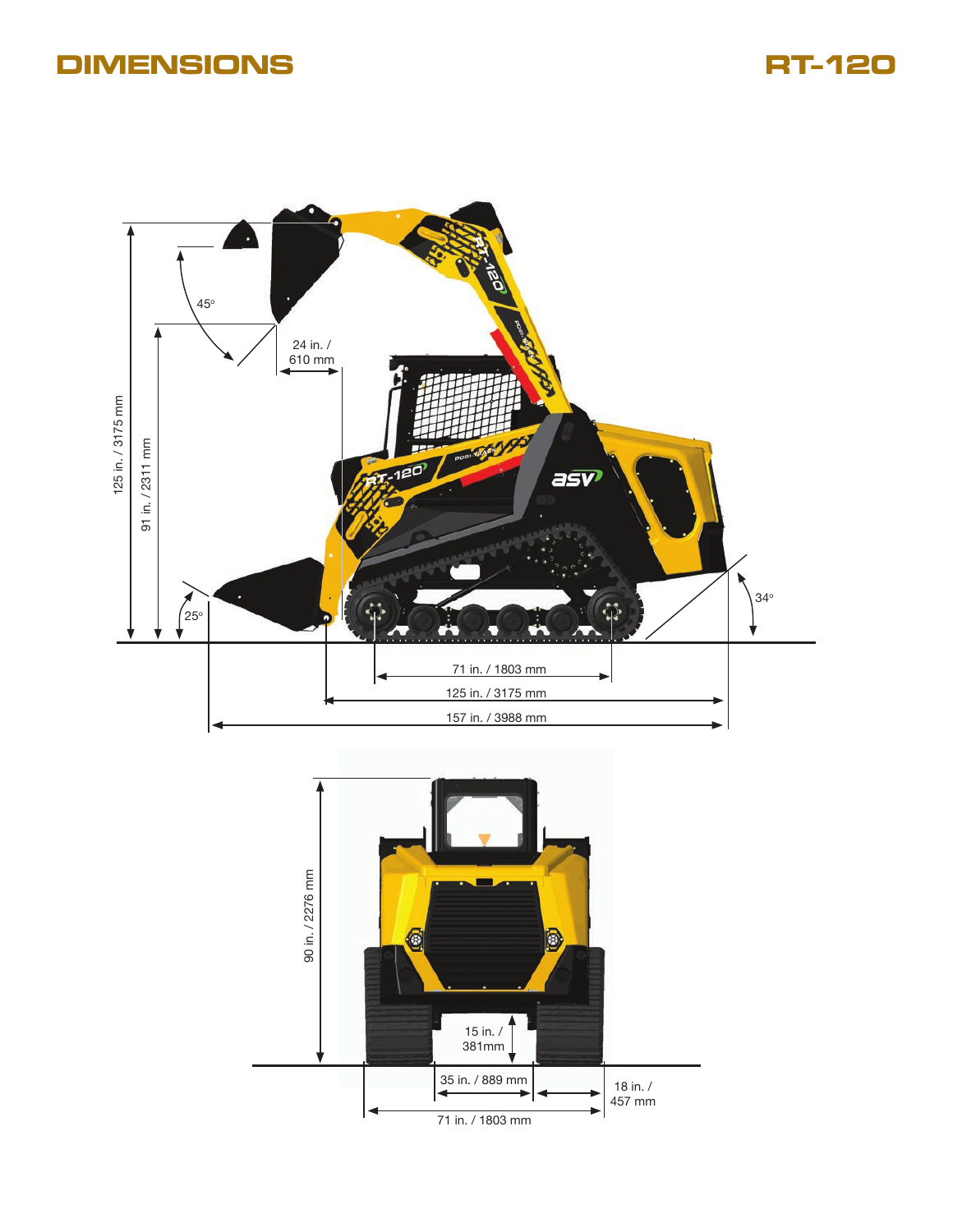# DIMENSIONS

# RT-120

125 in. / 3175 mm

91 in. / 2311 mm

45°

24 in. / 610 mm

25°

34°

71 in. / 1803 mm

125 in. / 3175 mm

157 in. / 3988 mm

90 in. / 2276 mm

15 in. / 381mm

35 in. / 889 mm

18 in. / 457 mm

71 in. / 1803 mm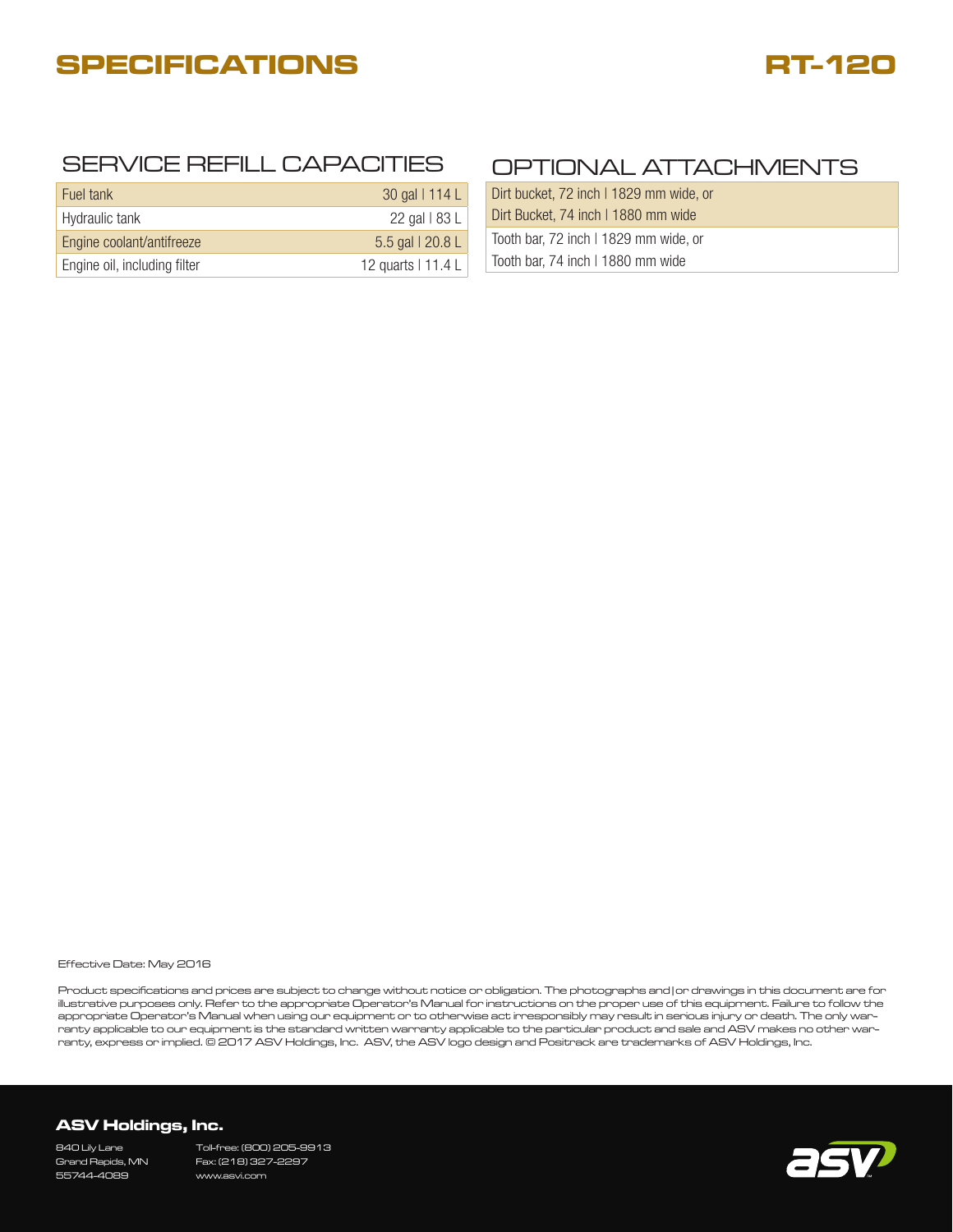# SPECIFICATIONS

# RT-120

## SERVICE REFILL CAPACITIES

| | |
|---|---|
| Fuel tank | 30 gal ǀ 114 L |
| Hydraulic tank | 22 gal ǀ 83 L |
| Engine coolant/antifreeze | 5.5 gal ǀ 20.8 L |
| Engine oil, including filter | 12 quarts ǀ 11.4 L |

## OPTIONAL ATTACHMENTS

| |
|---|
| Dirt bucket, 72 inch ǀ 1829 mm wide, or<br>Dirt Bucket, 74 inch ǀ 1880 mm wide |
| Tooth bar, 72 inch ǀ 1829 mm wide, or<br>Tooth bar, 74 inch ǀ 1880 mm wide |

Effective Date: May 2016

Product specifications and prices are subject to change without notice or obligation. The photographs and|or drawings in this document are for illustrative purposes only. Refer to the appropriate Operator's Manual for instructions on the proper use of this equipment. Failure to follow the appropriate Operator's Manual when using our equipment or to otherwise act irresponsibly may result in serious injury or death. The only warranty applicable to our equipment is the standard written warranty applicable to the particular product and sale and ASV makes no other warranty, express or implied. © 2017 ASV Holdings, Inc. ASV, the ASV logo design and Positrack are trademarks of ASV Holdings, Inc.

**ASV Holdings, Inc.**

840 Lily Lane
Grand Rapids, MN
55744-4089

Toll-free: (800) 205-9913
Fax: (218) 327-2297
www.asvi.com